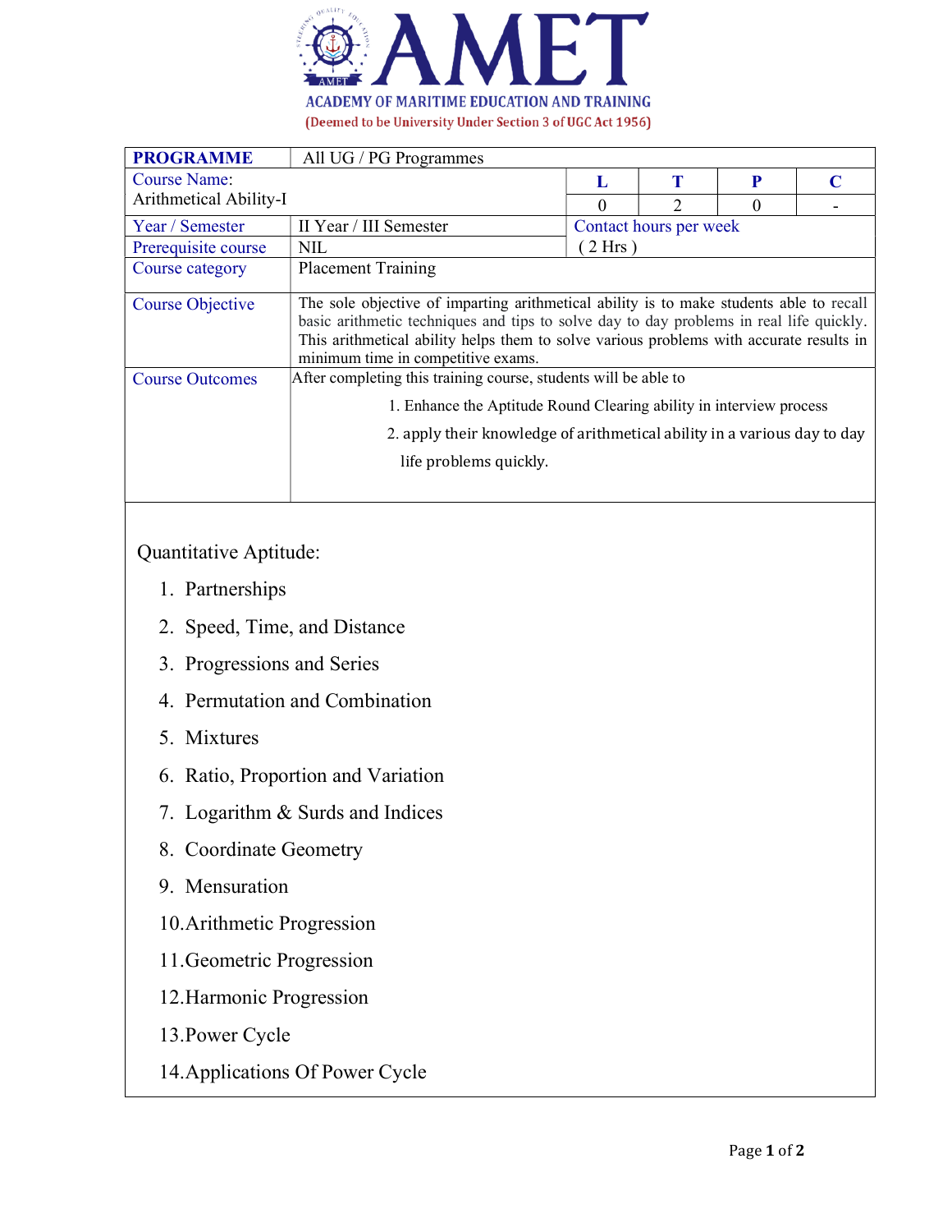# AMET

**ACADEMY OF MARITIME EDUCATION AND TRAINING**

(Deemed to be University Under Section 3 of UGC Act 1956)

| **PROGRAMME** | All UG / PG Programmes | | | | |
|---|---|---|---|---|---|
| Course Name: Arithmetical Ability-I | | **L** | **T** | **P** | **C** |
| | | 0 | 2 | 0 | - |
| Year / Semester | II Year / III Semester | Contact hours per week ( 2 Hrs ) | | | |
| Prerequisite course | NIL | | | | |
| Course category | Placement Training | | | | |
| Course Objective | The sole objective of imparting arithmetical ability is to make students able to recall basic arithmetic techniques and tips to solve day to day problems in real life quickly. This arithmetical ability helps them to solve various problems with accurate results in minimum time in competitive exams. | | | | |
| Course Outcomes | After completing this training course, students will be able to<br>1. Enhance the Aptitude Round Clearing ability in interview process<br>2. apply their knowledge of arithmetical ability in a various day to day life problems quickly. | | | | |

Quantitative Aptitude:

1. Partnerships
2. Speed, Time, and Distance
3. Progressions and Series
4. Permutation and Combination
5. Mixtures
6. Ratio, Proportion and Variation
7. Logarithm & Surds and Indices
8. Coordinate Geometry
9. Mensuration
10. Arithmetic Progression
11. Geometric Progression
12. Harmonic Progression
13. Power Cycle
14. Applications Of Power Cycle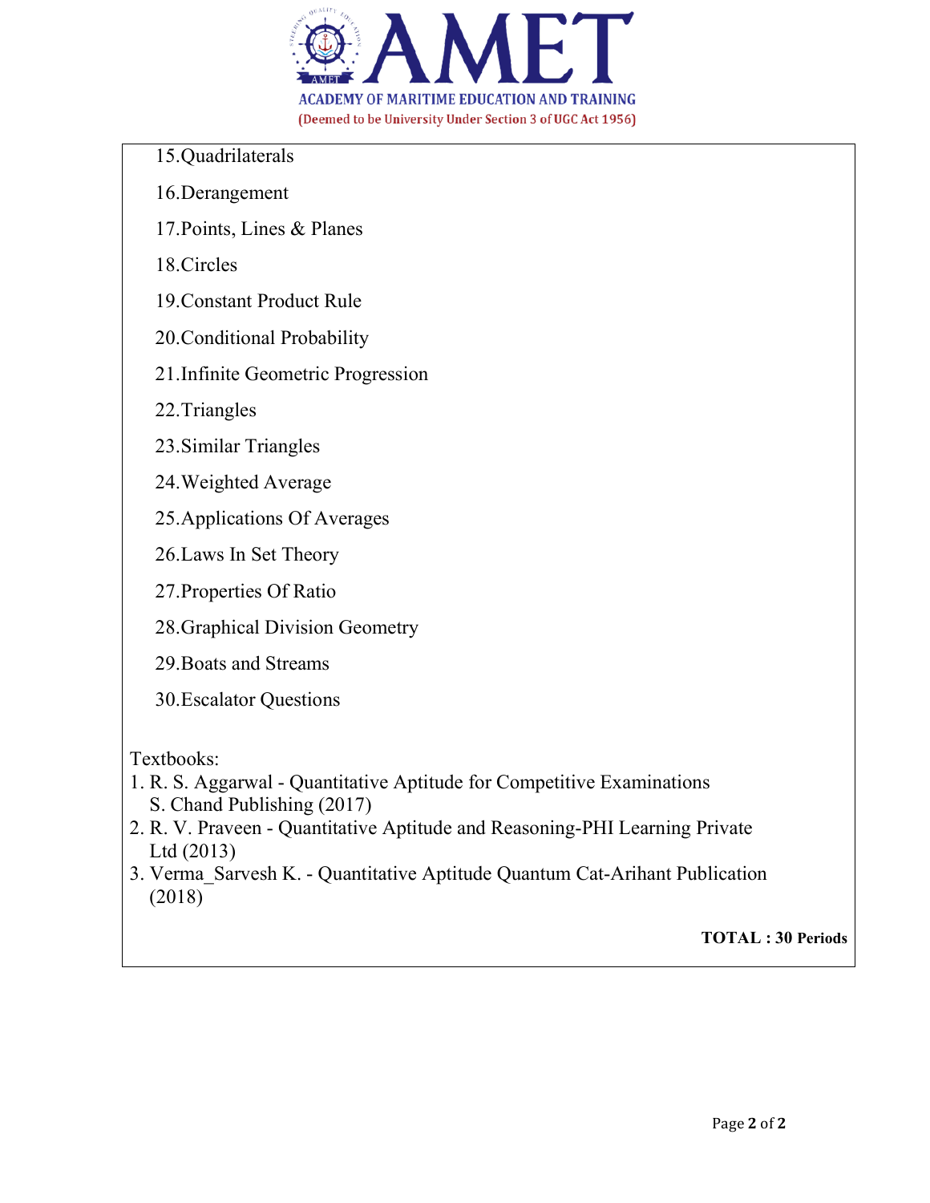15. Quadrilaterals
16. Derangement
17. Points, Lines & Planes
18. Circles
19. Constant Product Rule
20. Conditional Probability
21. Infinite Geometric Progression
22. Triangles
23. Similar Triangles
24. Weighted Average
25. Applications Of Averages
26. Laws In Set Theory
27. Properties Of Ratio
28. Graphical Division Geometry
29. Boats and Streams
30. Escalator Questions

Textbooks:

1. R. S. Aggarwal - Quantitative Aptitude for Competitive Examinations S. Chand Publishing (2017)
2. R. V. Praveen - Quantitative Aptitude and Reasoning-PHI Learning Private Ltd (2013)
3. Verma_Sarvesh K. - Quantitative Aptitude Quantum Cat-Arihant Publication (2018)

**TOTAL : 30 Periods**